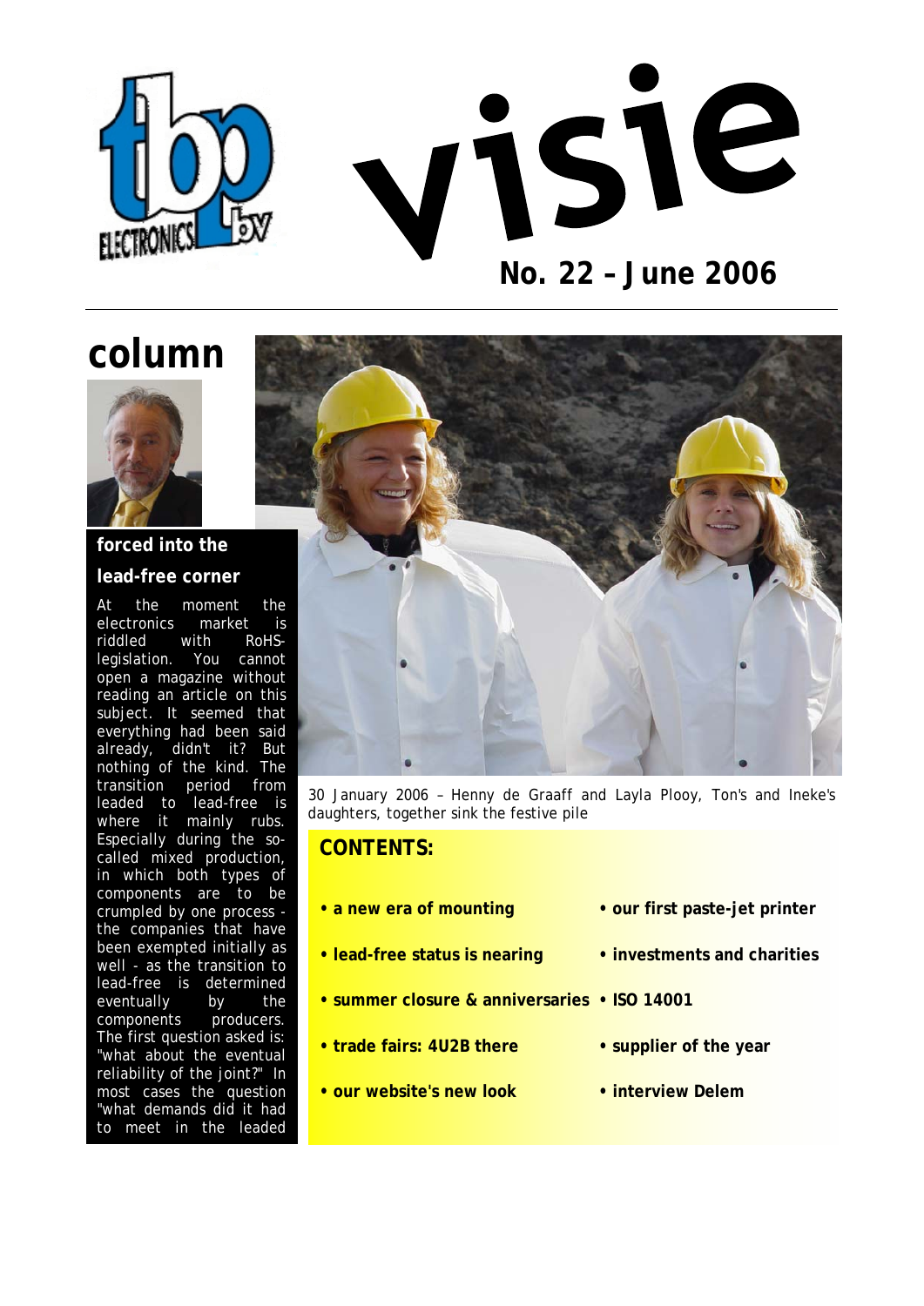# visie

**No. 22 – June 2006**

## column

### forced into the lead-free corner

At the moment the electronics market is riddled with RoHS-legislation. You cannot open a magazine without reading an article on this subject. It seemed that everything had been said already, didn't it? But nothing of the kind. The transition period from leaded to lead-free is where it mainly rubs. Especially during the so-called mixed production, in which both types of components are to be crumpled by one process - the companies that have been exempted initially as well - as the transition to lead-free is determined eventually by the components producers. The first question asked is: "what about the eventual reliability of the joint?" In most cases the question "what demands did it had to meet in the leaded

*30 January 2006 – Henny de Graaff and Layla Plooy, Ton's and Ineke's daughters, together sink the festive pile*

## CONTENTS:

- **a new era of mounting**
- **lead-free status is nearing**
- **summer closure & anniversaries**
- **trade fairs: 4U2B there**
- **our website's new look**
- **our first paste-jet printer**
- **investments and charities**
- **ISO 14001**
- **supplier of the year**
- **interview Delem**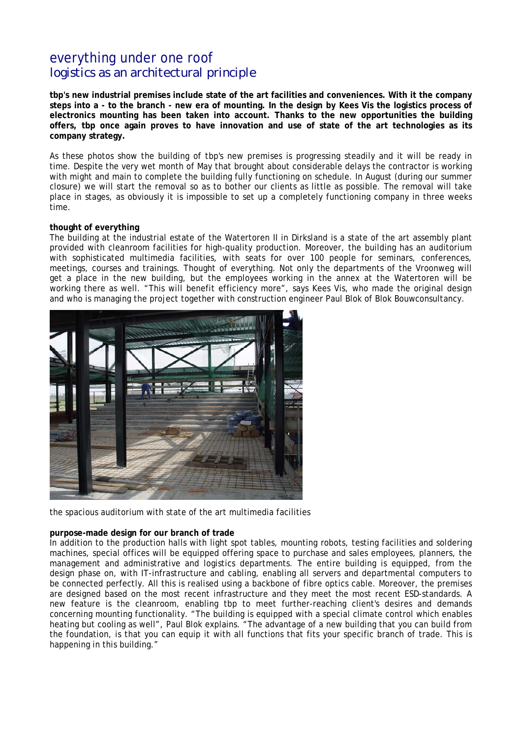# everything under one roof
## logistics as an architectural principle

**tbp's new industrial premises include state of the art facilities and conveniences. With it the company steps into a - to the branch - new era of mounting. In the design by Kees Vis the logistics process of electronics mounting has been taken into account. Thanks to the new opportunities the building offers, tbp once again proves to have innovation and use of state of the art technologies as its company strategy.**

As these photos show the building of tbp's new premises is progressing steadily and it will be ready in time. Despite the very wet month of May that brought about considerable delays the contractor is working with might and main to complete the building fully functioning on schedule. In August (during our summer closure) we will start the removal so as to bother our clients as little as possible. The removal will take place in stages, as obviously it is impossible to set up a completely functioning company in three weeks time.

**thought of everything**

The building at the industrial estate of the Watertoren II in Dirksland is a state of the art assembly plant provided with cleanroom facilities for high-quality production. Moreover, the building has an auditorium with sophisticated multimedia facilities, with seats for over 100 people for seminars, conferences, meetings, courses and trainings. Thought of everything. Not only the departments of the Vroonweg will get a place in the new building, but the employees working in the annex at the Watertoren will be working there as well. "This will benefit efficiency more", says Kees Vis, who made the original design and who is managing the project together with construction engineer Paul Blok of Blok Bouwconsultancy.

the spacious auditorium with state of the art multimedia facilities

**purpose-made design for our branch of trade**

In addition to the production halls with light spot tables, mounting robots, testing facilities and soldering machines, special offices will be equipped offering space to purchase and sales employees, planners, the management and administrative and logistics departments. The entire building is equipped, from the design phase on, with IT-infrastructure and cabling, enabling all servers and departmental computers to be connected perfectly. All this is realised using a backbone of fibre optics cable. Moreover, the premises are designed based on the most recent infrastructure and they meet the most recent ESD-standards. A new feature is the cleanroom, enabling tbp to meet further-reaching client's desires and demands concerning mounting functionality. "The building is equipped with a special climate control which enables heating but cooling as well", Paul Blok explains. "The advantage of a new building that you can build from the foundation, is that you can equip it with all functions that fits your specific branch of trade. This is happening in this building."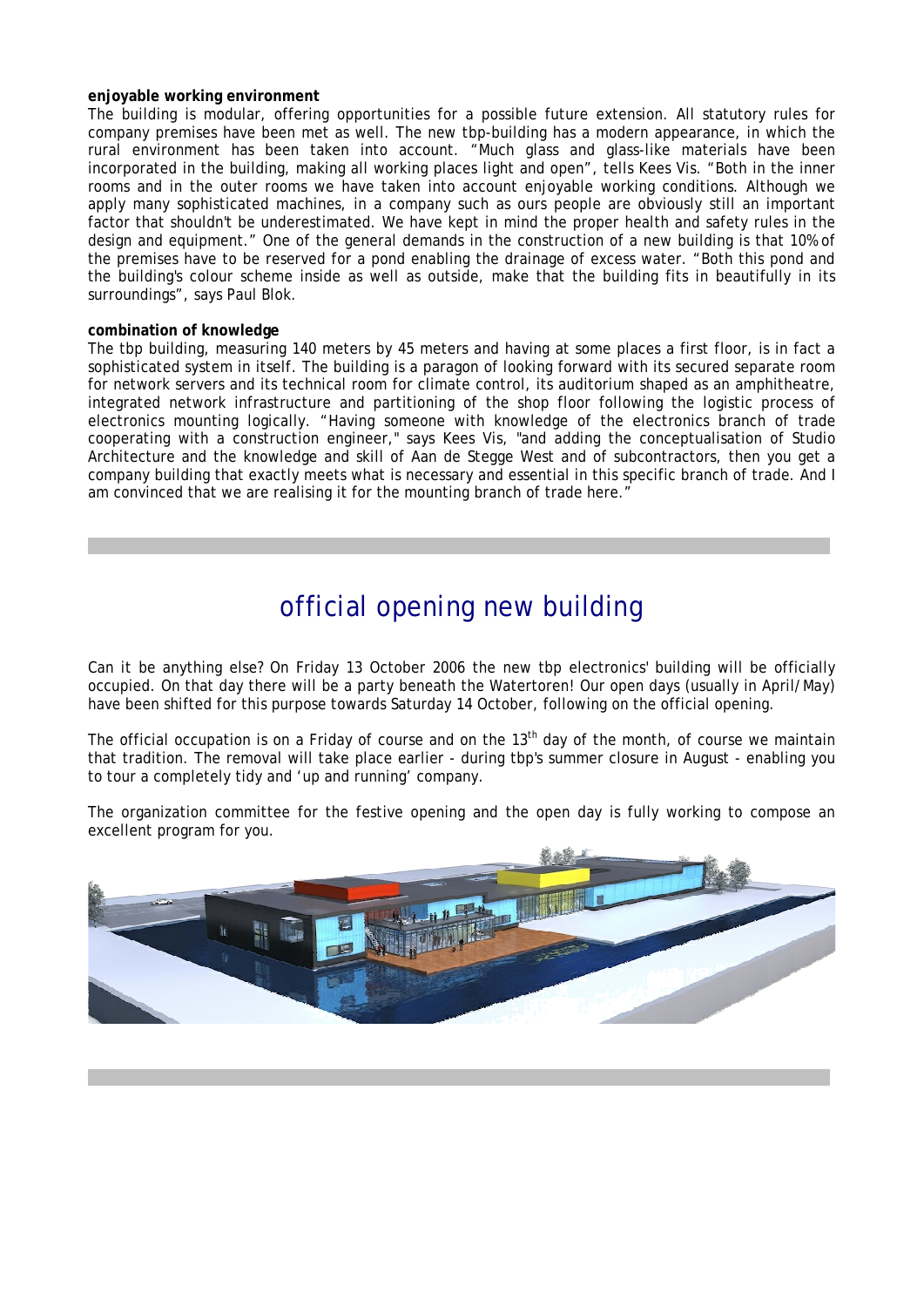**enjoyable working environment**

The building is modular, offering opportunities for a possible future extension. All statutory rules for company premises have been met as well. The new tbp-building has a modern appearance, in which the rural environment has been taken into account. "Much glass and glass-like materials have been incorporated in the building, making all working places light and open", tells Kees Vis. "Both in the inner rooms and in the outer rooms we have taken into account enjoyable working conditions. Although we apply many sophisticated machines, in a company such as ours people are obviously still an important factor that shouldn't be underestimated. We have kept in mind the proper health and safety rules in the design and equipment." One of the general demands in the construction of a new building is that 10% of the premises have to be reserved for a pond enabling the drainage of excess water. "Both this pond and the building's colour scheme inside as well as outside, make that the building fits in beautifully in its surroundings", says Paul Blok.

**combination of knowledge**

The tbp building, measuring 140 meters by 45 meters and having at some places a first floor, is in fact a sophisticated system in itself. The building is a paragon of looking forward with its secured separate room for network servers and its technical room for climate control, its auditorium shaped as an amphitheatre, integrated network infrastructure and partitioning of the shop floor following the logistic process of electronics mounting logically. "Having someone with knowledge of the electronics branch of trade cooperating with a construction engineer," says Kees Vis, "and adding the conceptualisation of Studio Architecture and the knowledge and skill of Aan de Stegge West and of subcontractors, then you get a company building that exactly meets what is necessary and essential in this specific branch of trade. And I am convinced that we are realising it for the mounting branch of trade here."

# official opening new building

Can it be anything else? On Friday 13 October 2006 the new tbp electronics' building will be officially occupied. On that day there will be a party beneath the Watertoren! Our open days (usually in April/May) have been shifted for this purpose towards Saturday 14 October, following on the official opening.

The official occupation is on a Friday of course and on the 13th day of the month, of course we maintain that tradition. The removal will take place earlier - during tbp's summer closure in August - enabling you to tour a completely tidy and 'up and running' company.

The organization committee for the festive opening and the open day is fully working to compose an excellent program for you.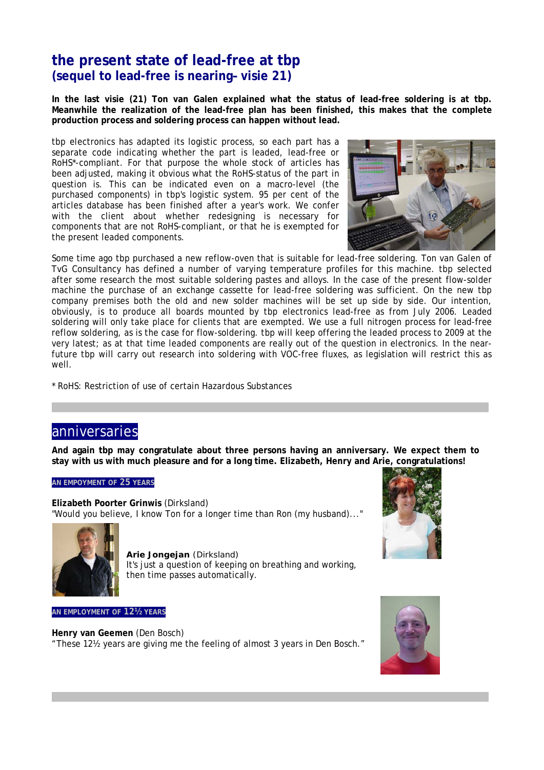# the present state of lead-free at tbp
## (sequel to lead-free is nearing– visie 21)

**In the last visie (21) Ton van Galen explained what the status of lead-free soldering is at tbp. Meanwhile the realization of the lead-free plan has been finished, this makes that the complete production process and soldering process can happen without lead.**

tbp electronics has adapted its logistic process, so each part has a separate code indicating whether the part is leaded, lead-free or RoHS*-compliant. For that purpose the whole stock of articles has been adjusted, making it obvious what the RoHS-status of the part in question is. This can be indicated even on a macro-level (the purchased components) in tbp's logistic system. 95 per cent of the articles database has been finished after a year's work. We confer with the client about whether redesigning is necessary for components that are not RoHS-compliant, or that he is exempted for the present leaded components.

Some time ago tbp purchased a new reflow-oven that is suitable for lead-free soldering. Ton van Galen of TvG Consultancy has defined a number of varying temperature profiles for this machine. tbp selected after some research the most suitable soldering pastes and alloys. In the case of the present flow-solder machine the purchase of an exchange cassette for lead-free soldering was sufficient. On the new tbp company premises both the old and new solder machines will be set up side by side. Our intention, obviously, is to produce all boards mounted by tbp electronics lead-free as from July 2006. Leaded soldering will only take place for clients that are exempted. We use a full nitrogen process for lead-free reflow soldering, as is the case for flow-soldering. tbp will keep offering the leaded process to 2009 at the very latest; as at that time leaded components are really out of the question in electronics. In the near-future tbp will carry out research into soldering with VOC-free fluxes, as legislation will restrict this as well.

* RoHS: Restriction of use of certain Hazardous Substances

# anniversaries

**And again tbp may congratulate about three persons having an anniversary. We expect them to stay with us with much pleasure and for a long time. Elizabeth, Henry and Arie, congratulations!**

### AN EMPOYMENT OF 25 YEARS

**Elizabeth Poorter Grinwis** (Dirksland)
"Would you believe, I know Ton for a longer time than Ron (my husband)..."

**Arie Jongejan** (Dirksland)
It's just a question of keeping on breathing and working, then time passes automatically.

### AN EMPLOYMENT OF 12½ YEARS

**Henry van Geemen** (Den Bosch)
"These 12½ years are giving me the feeling of almost 3 years in Den Bosch."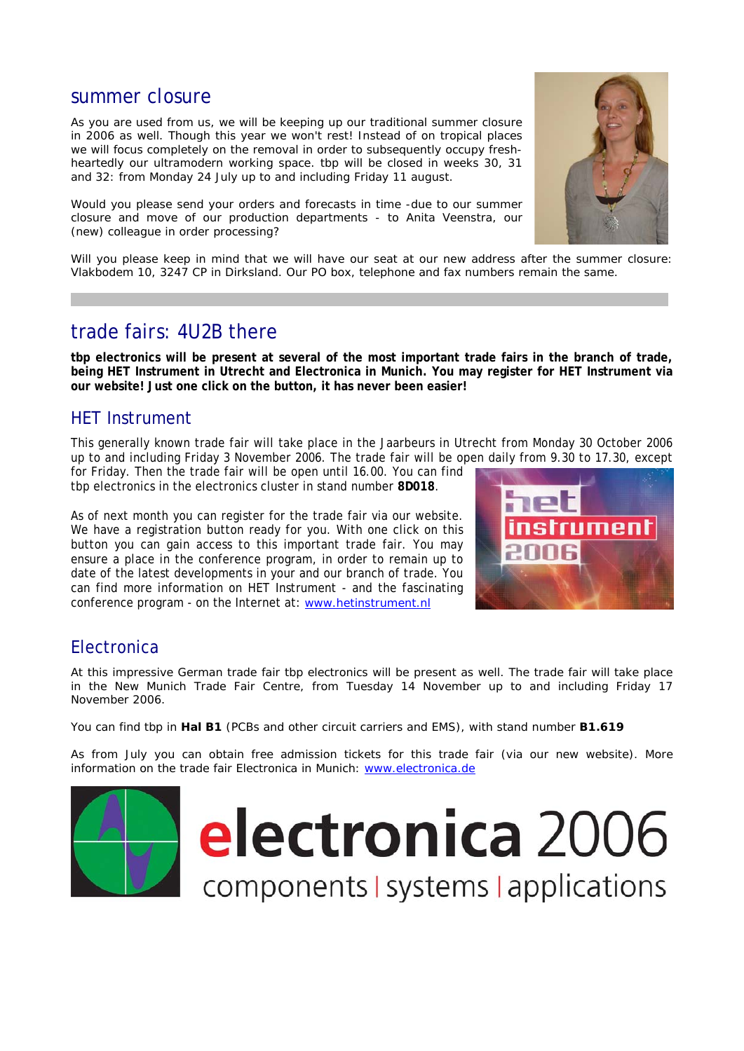## summer closure

As you are used from us, we will be keeping up our traditional summer closure in 2006 as well. Though this year we won't rest! Instead of on tropical places we will focus completely on the removal in order to subsequently occupy fresh-heartedly our ultramodern working space. tbp will be closed in weeks 30, 31 and 32: from Monday 24 July up to and including Friday 11 august.

Would you please send your orders and forecasts in time -due to our summer closure and move of our production departments - to Anita Veenstra, our (new) colleague in order processing?

Will you please keep in mind that we will have our seat at our new address after the summer closure: Vlakbodem 10, 3247 CP in Dirksland. Our PO box, telephone and fax numbers remain the same.

## trade fairs: 4U2B there

**tbp electronics will be present at several of the most important trade fairs in the branch of trade, being HET Instrument in Utrecht and Electronica in Munich. You may register for HET Instrument via our website! Just one click on the button, it has never been easier!**

### HET Instrument

This generally known trade fair will take place in the Jaarbeurs in Utrecht from Monday 30 October 2006 up to and including Friday 3 November 2006. The trade fair will be open daily from 9.30 to 17.30, except for Friday. Then the trade fair will be open until 16.00. You can find tbp electronics in the electronics cluster in stand number **8D018**.

As of next month you can register for the trade fair via our website. We have a registration button ready for you. With one click on this button you can gain access to this important trade fair. You may ensure a place in the conference program, in order to remain up to date of the latest developments in your and our branch of trade. You can find more information on HET Instrument - and the fascinating conference program - on the Internet at: www.hetinstrument.nl

### Electronica

At this impressive German trade fair tbp electronics will be present as well. The trade fair will take place in the New Munich Trade Fair Centre, from Tuesday 14 November up to and including Friday 17 November 2006.

You can find tbp in **Hal B1** (PCBs and other circuit carriers and EMS), with stand number **B1.619**

As from July you can obtain free admission tickets for this trade fair (via our new website). More information on the trade fair Electronica in Munich: www.electronica.de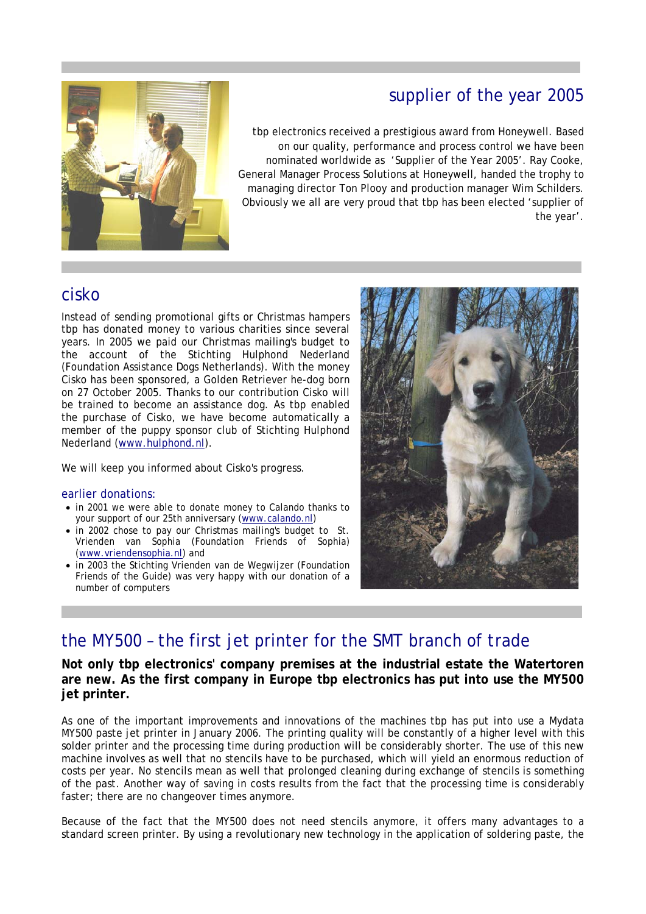## supplier of the year 2005

tbp electronics received a prestigious award from Honeywell. Based on our quality, performance and process control we have been nominated worldwide as 'Supplier of the Year 2005'. Ray Cooke, General Manager Process Solutions at Honeywell, handed the trophy to managing director Ton Plooy and production manager Wim Schilders. Obviously we all are very proud that tbp has been elected 'supplier of the year'.

## cisko

Instead of sending promotional gifts or Christmas hampers tbp has donated money to various charities since several years. In 2005 we paid our Christmas mailing's budget to the account of the Stichting Hulphond Nederland (Foundation Assistance Dogs Netherlands). With the money Cisko has been sponsored, a Golden Retriever he-dog born on 27 October 2005. Thanks to our contribution Cisko will be trained to become an assistance dog. As tbp enabled the purchase of Cisko, we have become automatically a member of the puppy sponsor club of Stichting Hulphond Nederland (www.hulphond.nl).

We will keep you informed about Cisko's progress.

### earlier donations:

- in 2001 we were able to donate money to Calando thanks to your support of our 25th anniversary (www.calando.nl)
- in 2002 chose to pay our Christmas mailing's budget to St. Vrienden van Sophia (Foundation Friends of Sophia) (www.vriendensophia.nl) and
- in 2003 the Stichting Vrienden van de Wegwijzer (Foundation Friends of the Guide) was very happy with our donation of a number of computers

## the MY500 – the first jet printer for the SMT branch of trade

**Not only tbp electronics' company premises at the industrial estate the Watertoren are new. As the first company in Europe tbp electronics has put into use the MY500 jet printer.**

As one of the important improvements and innovations of the machines tbp has put into use a Mydata MY500 paste jet printer in January 2006. The printing quality will be constantly of a higher level with this solder printer and the processing time during production will be considerably shorter. The use of this new machine involves as well that no stencils have to be purchased, which will yield an enormous reduction of costs per year. No stencils mean as well that prolonged cleaning during exchange of stencils is something of the past. Another way of saving in costs results from the fact that the processing time is considerably faster; there are no changeover times anymore.

Because of the fact that the MY500 does not need stencils anymore, it offers many advantages to a standard screen printer. By using a revolutionary new technology in the application of soldering paste, the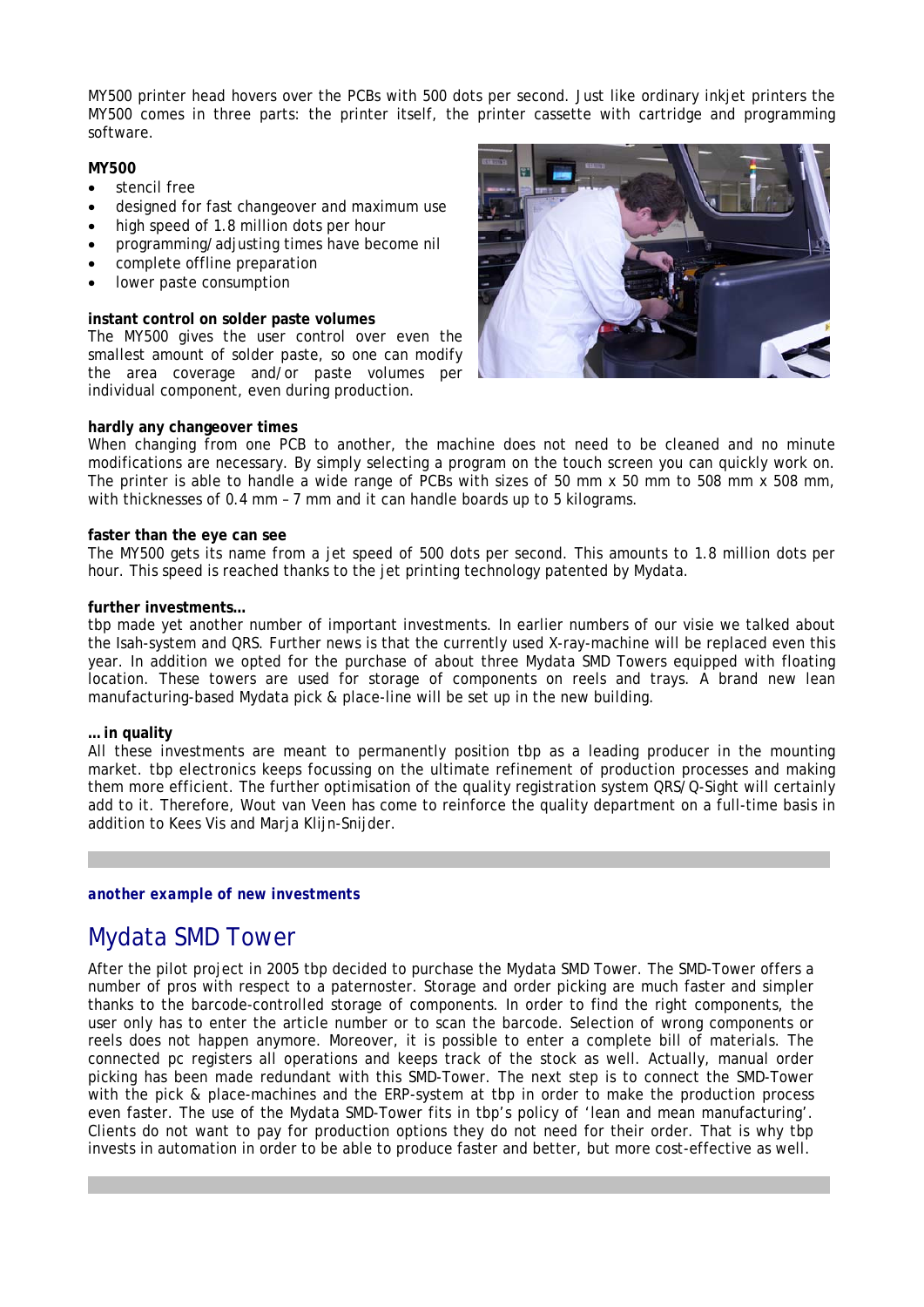MY500 printer head hovers over the PCBs with 500 dots per second. Just like ordinary inkjet printers the MY500 comes in three parts: the printer itself, the printer cassette with cartridge and programming software.

**MY500**

- stencil free
- designed for fast changeover and maximum use
- high speed of 1.8 million dots per hour
- programming/adjusting times have become nil
- complete offline preparation
- lower paste consumption

**instant control on solder paste volumes**

The MY500 gives the user control over even the smallest amount of solder paste, so one can modify the area coverage and/or paste volumes per individual component, even during production.

**hardly any changeover times**

When changing from one PCB to another, the machine does not need to be cleaned and no minute modifications are necessary. By simply selecting a program on the touch screen you can quickly work on. The printer is able to handle a wide range of PCBs with sizes of 50 mm x 50 mm to 508 mm x 508 mm, with thicknesses of 0.4 mm – 7 mm and it can handle boards up to 5 kilograms.

**faster than the eye can see**

The MY500 gets its name from a jet speed of 500 dots per second. This amounts to 1.8 million dots per hour. This speed is reached thanks to the jet printing technology patented by Mydata.

**further investments…**

tbp made yet another number of important investments. In earlier numbers of our visie we talked about the Isah-system and QRS. Further news is that the currently used X-ray-machine will be replaced even this year. In addition we opted for the purchase of about three Mydata SMD Towers equipped with floating location. These towers are used for storage of components on reels and trays. A brand new lean manufacturing-based Mydata pick & place-line will be set up in the new building.

**… in quality**

All these investments are meant to permanently position tbp as a leading producer in the mounting market. tbp electronics keeps focussing on the ultimate refinement of production processes and making them more efficient. The further optimisation of the quality registration system QRS/Q-Sight will certainly add to it. Therefore, Wout van Veen has come to reinforce the quality department on a full-time basis in addition to Kees Vis and Marja Klijn-Snijder.

***another example of new investments***

## Mydata SMD Tower

After the pilot project in 2005 tbp decided to purchase the Mydata SMD Tower. The SMD-Tower offers a number of pros with respect to a paternoster. Storage and order picking are much faster and simpler thanks to the barcode-controlled storage of components. In order to find the right components, the user only has to enter the article number or to scan the barcode. Selection of wrong components or reels does not happen anymore. Moreover, it is possible to enter a complete bill of materials. The connected pc registers all operations and keeps track of the stock as well. Actually, manual order picking has been made redundant with this SMD-Tower. The next step is to connect the SMD-Tower with the pick & place-machines and the ERP-system at tbp in order to make the production process even faster. The use of the Mydata SMD-Tower fits in tbp's policy of 'lean and mean manufacturing'. Clients do not want to pay for production options they do not need for their order. That is why tbp invests in automation in order to be able to produce faster and better, but more cost-effective as well.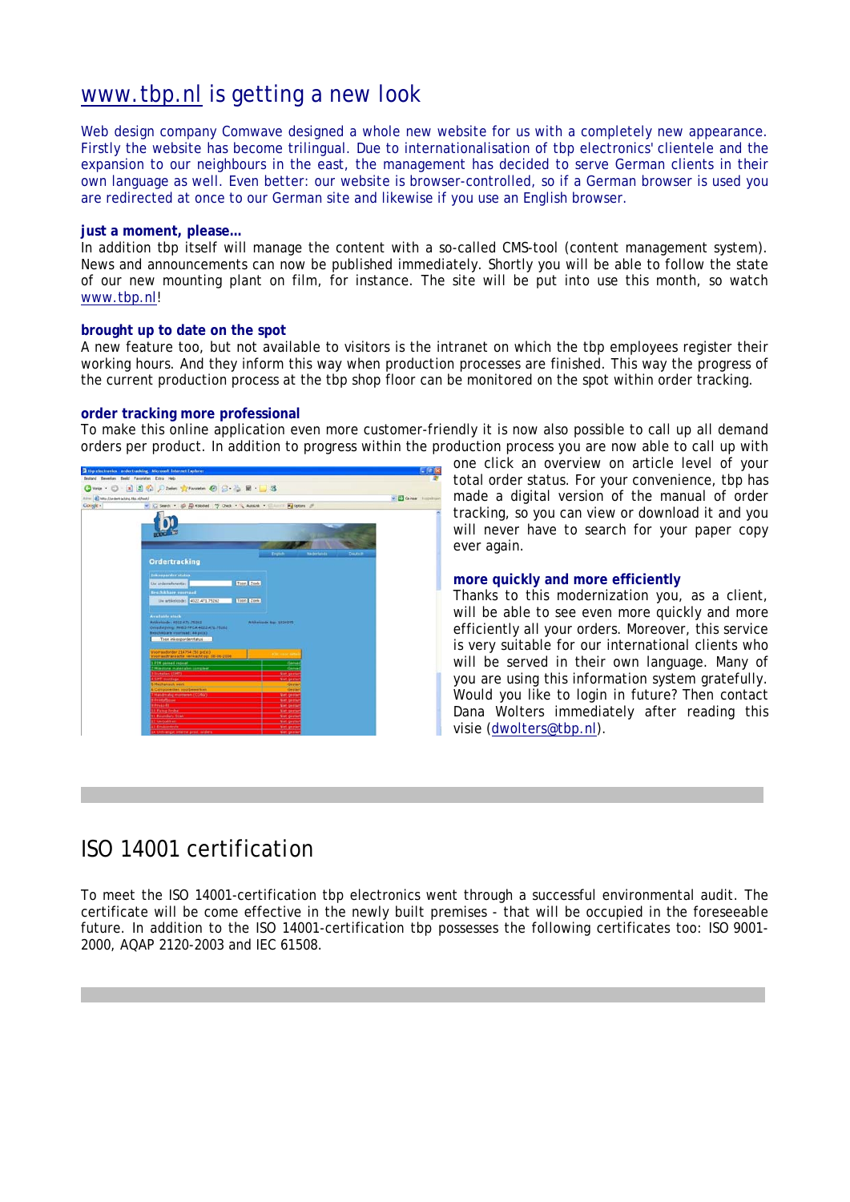# www.tbp.nl is getting a new look

Web design company Comwave designed a whole new website for us with a completely new appearance. Firstly the website has become trilingual. Due to internationalisation of tbp electronics' clientele and the expansion to our neighbours in the east, the management has decided to serve German clients in their own language as well. Even better: our website is browser-controlled, so if a German browser is used you are redirected at once to our German site and likewise if you use an English browser.

### just a moment, please…

In addition tbp itself will manage the content with a so-called CMS-tool (content management system). News and announcements can now be published immediately. Shortly you will be able to follow the state of our new mounting plant on film, for instance. The site will be put into use this month, so watch www.tbp.nl!

### brought up to date on the spot

A new feature too, but not available to visitors is the intranet on which the tbp employees register their working hours. And they inform this way when production processes are finished. This way the progress of the current production process at the tbp shop floor can be monitored on the spot within order tracking.

### order tracking more professional

To make this online application even more customer-friendly it is now also possible to call up all demand orders per product. In addition to progress within the production process you are now able to call up with one click an overview on article level of your total order status. For your convenience, tbp has made a digital version of the manual of order tracking, so you can view or download it and you will never have to search for your paper copy ever again.

### more quickly and more efficiently

Thanks to this modernization you, as a client, will be able to see even more quickly and more efficiently all your orders. Moreover, this service is very suitable for our international clients who will be served in their own language. Many of you are using this information system gratefully. Would you like to login in future? Then contact Dana Wolters immediately after reading this visie (dwolters@tbp.nl).

# ISO 14001 certification

To meet the ISO 14001-certification tbp electronics went through a successful environmental audit. The certificate will be come effective in the newly built premises - that will be occupied in the foreseeable future. In addition to the ISO 14001-certification tbp possesses the following certificates too: ISO 9001-2000, AQAP 2120-2003 and IEC 61508.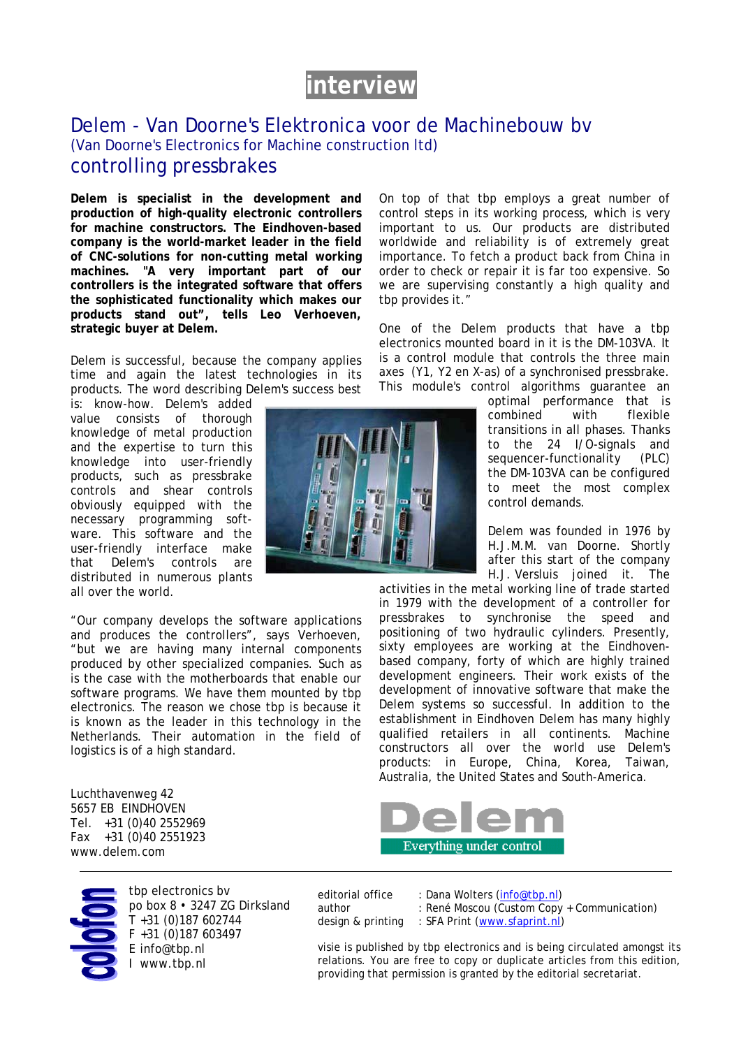# interview

## Delem - Van Doorne's Elektronica voor de Machinebouw bv

(Van Doorne's Electronics for Machine construction ltd)

## controlling pressbrakes

**Delem is specialist in the development and production of high-quality electronic controllers for machine constructors. The Eindhoven-based company is the world-market leader in the field of CNC-solutions for non-cutting metal working machines. "A very important part of our controllers is the integrated software that offers the sophisticated functionality which makes our products stand out", tells Leo Verhoeven, strategic buyer at Delem.**

Delem is successful, because the company applies time and again the latest technologies in its products. The word describing Delem's success best is: know-how. Delem's added value consists of thorough knowledge of metal production and the expertise to turn this knowledge into user-friendly products, such as pressbrake controls and shear controls obviously equipped with the necessary programming software. This software and the user-friendly interface make that Delem's controls are distributed in numerous plants all over the world.

"Our company develops the software applications and produces the controllers", says Verhoeven, "but we are having many internal components produced by other specialized companies. Such as is the case with the motherboards that enable our software programs. We have them mounted by tbp electronics. The reason we chose tbp is because it is known as the leader in this technology in the Netherlands. Their automation in the field of logistics is of a high standard.

On top of that tbp employs a great number of control steps in its working process, which is very important to us. Our products are distributed worldwide and reliability is of extremely great importance. To fetch a product back from China in order to check or repair it is far too expensive. So we are supervising constantly a high quality and tbp provides it."

One of the Delem products that have a tbp electronics mounted board in it is the DM-103VA. It is a control module that controls the three main axes (Y1, Y2 en X-as) of a synchronised pressbrake. This module's control algorithms guarantee an optimal performance that is combined with flexible transitions in all phases. Thanks to the 24 I/O-signals and sequencer-functionality (PLC) the DM-103VA can be configured to meet the most complex control demands.

Delem was founded in 1976 by H.J.M.M. van Doorne. Shortly after this start of the company H.J. Versluis joined it. The activities in the metal working line of trade started in 1979 with the development of a controller for pressbrakes to synchronise the speed and positioning of two hydraulic cylinders. Presently, sixty employees are working at the Eindhoven-based company, forty of which are highly trained development engineers. Their work exists of the development of innovative software that make the Delem systems so successful. In addition to the establishment in Eindhoven Delem has many highly qualified retailers in all continents. Machine constructors all over the world use Delem's products: in Europe, China, Korea, Taiwan, Australia, the United States and South-America.

Luchthavenweg 42
5657 EB EINDHOVEN
Tel. +31 (0)40 2552969
Fax +31 (0)40 2551923
www.delem.com

Delem
Everything under control

---

**colofon**

tbp electronics bv
po box 8 • 3247 ZG Dirksland
T +31 (0)187 602744
F +31 (0)187 603497
E info@tbp.nl
I www.tbp.nl

editorial office : Dana Wolters (info@tbp.nl)
author : René Moscou (Custom Copy + Communication)
design & printing : SFA Print (www.sfaprint.nl)

visie is published by tbp electronics and is being circulated amongst its relations. You are free to copy or duplicate articles from this edition, providing that permission is granted by the editorial secretariat.